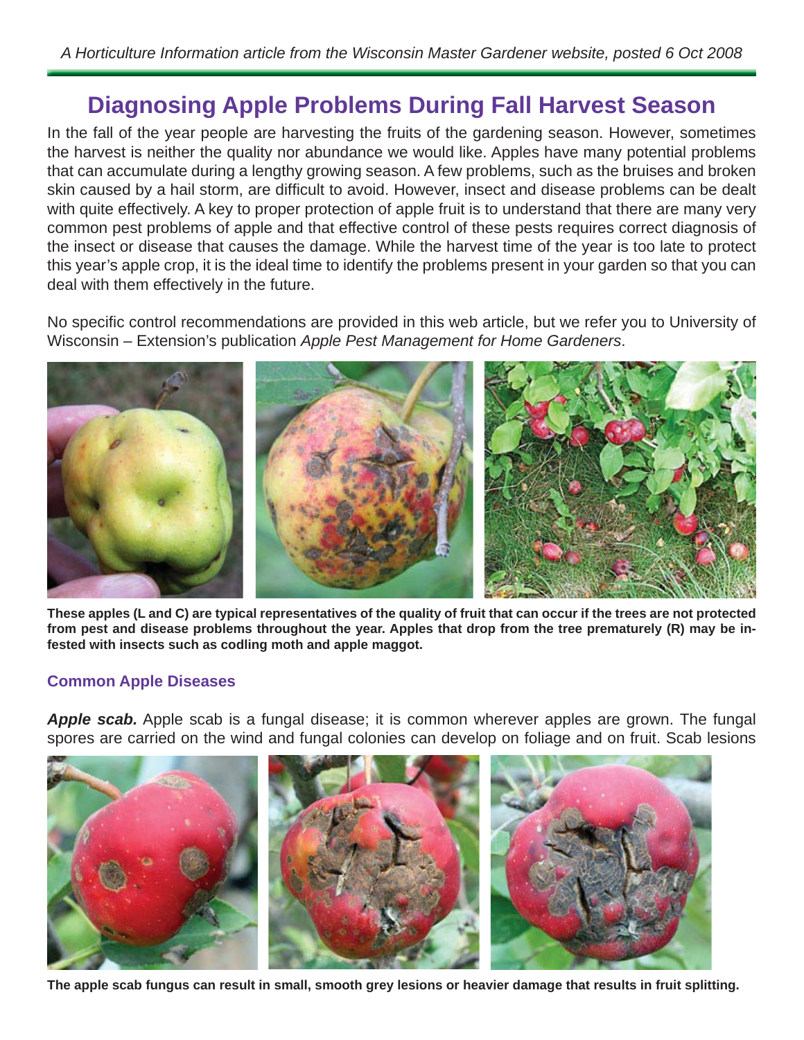*A Horticulture Information article from the Wisconsin Master Gardener website, posted 6 Oct 2008*

# Diagnosing Apple Problems During Fall Harvest Season

In the fall of the year people are harvesting the fruits of the gardening season. However, sometimes the harvest is neither the quality nor abundance we would like. Apples have many potential problems that can accumulate during a lengthy growing season. A few problems, such as the bruises and broken skin caused by a hail storm, are difficult to avoid. However, insect and disease problems can be dealt with quite effectively. A key to proper protection of apple fruit is to understand that there are many very common pest problems of apple and that effective control of these pests requires correct diagnosis of the insect or disease that causes the damage. While the harvest time of the year is too late to protect this year's apple crop, it is the ideal time to identify the problems present in your garden so that you can deal with them effectively in the future.

No specific control recommendations are provided in this web article, but we refer you to University of Wisconsin – Extension's publication *Apple Pest Management for Home Gardeners*.

**These apples (L and C) are typical representatives of the quality of fruit that can occur if the trees are not protected from pest and disease problems throughout the year. Apples that drop from the tree prematurely (R) may be infested with insects such as codling moth and apple maggot.**

## Common Apple Diseases

***Apple scab.*** Apple scab is a fungal disease; it is common wherever apples are grown. The fungal spores are carried on the wind and fungal colonies can develop on foliage and on fruit. Scab lesions

**The apple scab fungus can result in small, smooth grey lesions or heavier damage that results in fruit splitting.**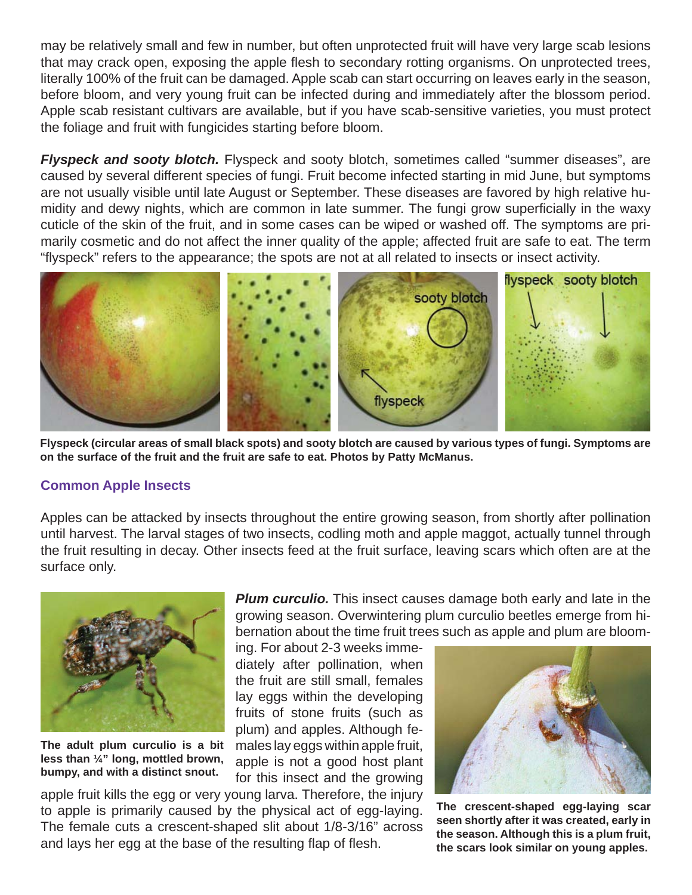may be relatively small and few in number, but often unprotected fruit will have very large scab lesions that may crack open, exposing the apple flesh to secondary rotting organisms. On unprotected trees, literally 100% of the fruit can be damaged. Apple scab can start occurring on leaves early in the season, before bloom, and very young fruit can be infected during and immediately after the blossom period. Apple scab resistant cultivars are available, but if you have scab-sensitive varieties, you must protect the foliage and fruit with fungicides starting before bloom.

***Flyspeck and sooty blotch.*** Flyspeck and sooty blotch, sometimes called "summer diseases", are caused by several different species of fungi. Fruit become infected starting in mid June, but symptoms are not usually visible until late August or September. These diseases are favored by high relative humidity and dewy nights, which are common in late summer. The fungi grow superficially in the waxy cuticle of the skin of the fruit, and in some cases can be wiped or washed off. The symptoms are primarily cosmetic and do not affect the inner quality of the apple; affected fruit are safe to eat. The term "flyspeck" refers to the appearance; the spots are not at all related to insects or insect activity.

sooty blotch

flyspeck

flyspeck sooty blotch

**Flyspeck (circular areas of small black spots) and sooty blotch are caused by various types of fungi. Symptoms are on the surface of the fruit and the fruit are safe to eat. Photos by Patty McManus.**

## Common Apple Insects

Apples can be attacked by insects throughout the entire growing season, from shortly after pollination until harvest. The larval stages of two insects, codling moth and apple maggot, actually tunnel through the fruit resulting in decay. Other insects feed at the fruit surface, leaving scars which often are at the surface only.

***Plum curculio.*** This insect causes damage both early and late in the growing season. Overwintering plum curculio beetles emerge from hibernation about the time fruit trees such as apple and plum are blooming. For about 2-3 weeks immediately after pollination, when the fruit are still small, females lay eggs within the developing fruits of stone fruits (such as plum) and apples. Although females lay eggs within apple fruit, apple is not a good host plant for this insect and the growing apple fruit kills the egg or very young larva. Therefore, the injury to apple is primarily caused by the physical act of egg-laying. The female cuts a crescent-shaped slit about 1/8-3/16" across and lays her egg at the base of the resulting flap of flesh.

**The adult plum curculio is a bit less than ¼" long, mottled brown, bumpy, and with a distinct snout.**

**The crescent-shaped egg-laying scar seen shortly after it was created, early in the season. Although this is a plum fruit, the scars look similar on young apples.**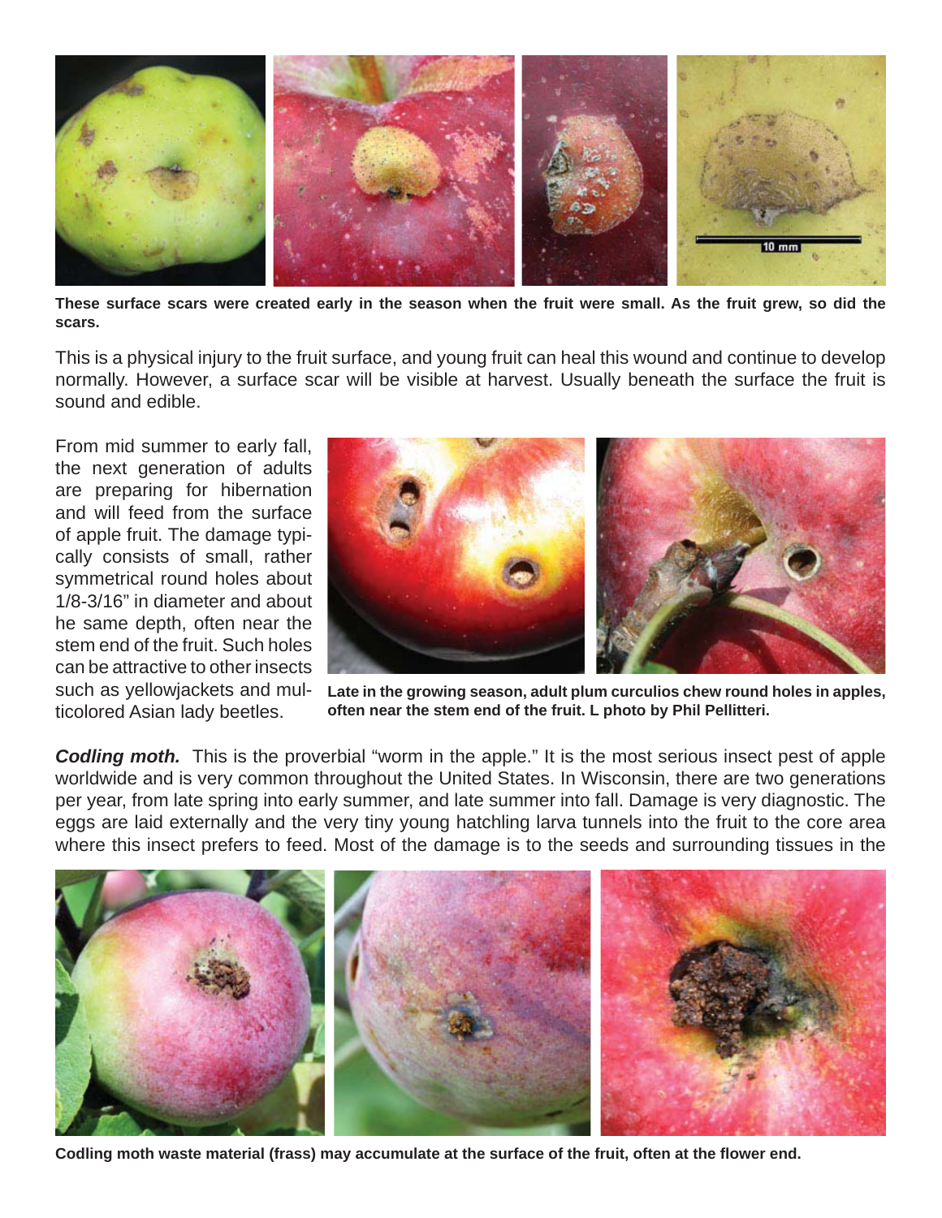**These surface scars were created early in the season when the fruit were small. As the fruit grew, so did the scars.**

This is a physical injury to the fruit surface, and young fruit can heal this wound and continue to develop normally. However, a surface scar will be visible at harvest. Usually beneath the surface the fruit is sound and edible.

From mid summer to early fall, the next generation of adults are preparing for hibernation and will feed from the surface of apple fruit. The damage typically consists of small, rather symmetrical round holes about 1/8-3/16" in diameter and about he same depth, often near the stem end of the fruit. Such holes can be attractive to other insects such as yellowjackets and multicolored Asian lady beetles.

**Late in the growing season, adult plum curculios chew round holes in apples, often near the stem end of the fruit. L photo by Phil Pellitteri.**

***Codling moth.*** This is the proverbial "worm in the apple." It is the most serious insect pest of apple worldwide and is very common throughout the United States. In Wisconsin, there are two generations per year, from late spring into early summer, and late summer into fall. Damage is very diagnostic. The eggs are laid externally and the very tiny young hatchling larva tunnels into the fruit to the core area where this insect prefers to feed. Most of the damage is to the seeds and surrounding tissues in the

**Codling moth waste material (frass) may accumulate at the surface of the fruit, often at the flower end.**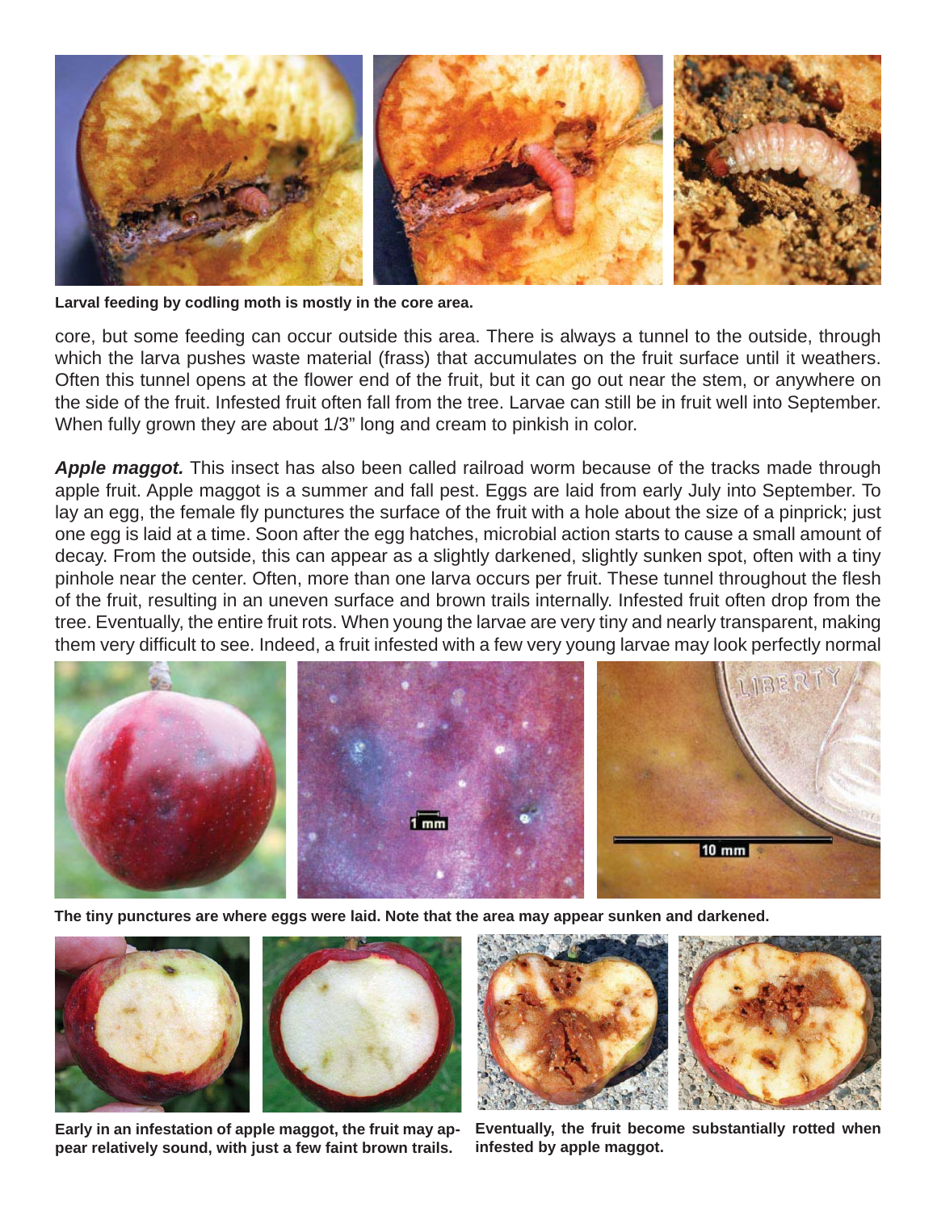Larval feeding by codling moth is mostly in the core area.

core, but some feeding can occur outside this area. There is always a tunnel to the outside, through which the larva pushes waste material (frass) that accumulates on the fruit surface until it weathers. Often this tunnel opens at the flower end of the fruit, but it can go out near the stem, or anywhere on the side of the fruit. Infested fruit often fall from the tree. Larvae can still be in fruit well into September. When fully grown they are about 1/3" long and cream to pinkish in color.

***Apple maggot.*** This insect has also been called railroad worm because of the tracks made through apple fruit. Apple maggot is a summer and fall pest. Eggs are laid from early July into September. To lay an egg, the female fly punctures the surface of the fruit with a hole about the size of a pinprick; just one egg is laid at a time. Soon after the egg hatches, microbial action starts to cause a small amount of decay. From the outside, this can appear as a slightly darkened, slightly sunken spot, often with a tiny pinhole near the center. Often, more than one larva occurs per fruit. These tunnel throughout the flesh of the fruit, resulting in an uneven surface and brown trails internally. Infested fruit often drop from the tree. Eventually, the entire fruit rots. When young the larvae are very tiny and nearly transparent, making them very difficult to see. Indeed, a fruit infested with a few very young larvae may look perfectly normal

The tiny punctures are where eggs were laid. Note that the area may appear sunken and darkened.

Early in an infestation of apple maggot, the fruit may appear relatively sound, with just a few faint brown trails.

Eventually, the fruit become substantially rotted when infested by apple maggot.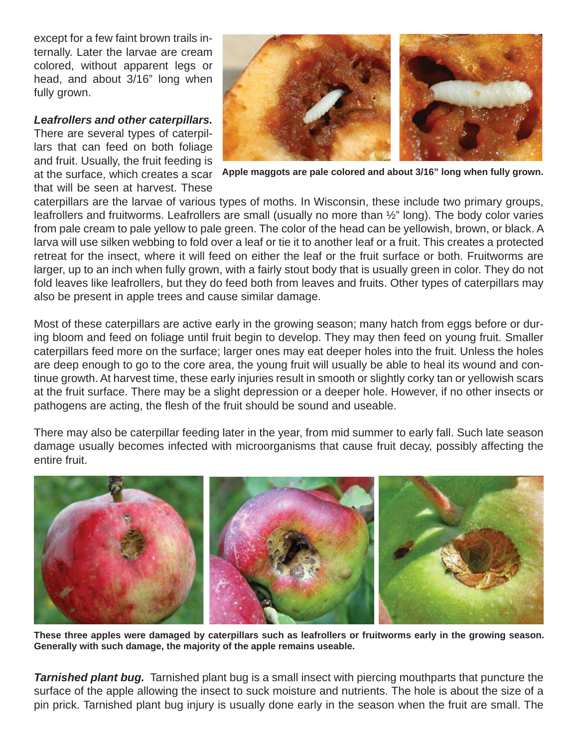except for a few faint brown trails internally. Later the larvae are cream colored, without apparent legs or head, and about 3/16" long when fully grown.

Apple maggots are pale colored and about 3/16" long when fully grown.

***Leafrollers and other caterpillars.*** There are several types of caterpillars that can feed on both foliage and fruit. Usually, the fruit feeding is at the surface, which creates a scar that will be seen at harvest. These caterpillars are the larvae of various types of moths. In Wisconsin, these include two primary groups, leafrollers and fruitworms. Leafrollers are small (usually no more than ½" long). The body color varies from pale cream to pale yellow to pale green. The color of the head can be yellowish, brown, or black. A larva will use silken webbing to fold over a leaf or tie it to another leaf or a fruit. This creates a protected retreat for the insect, where it will feed on either the leaf or the fruit surface or both. Fruitworms are larger, up to an inch when fully grown, with a fairly stout body that is usually green in color. They do not fold leaves like leafrollers, but they do feed both from leaves and fruits. Other types of caterpillars may also be present in apple trees and cause similar damage.

Most of these caterpillars are active early in the growing season; many hatch from eggs before or during bloom and feed on foliage until fruit begin to develop. They may then feed on young fruit. Smaller caterpillars feed more on the surface; larger ones may eat deeper holes into the fruit. Unless the holes are deep enough to go to the core area, the young fruit will usually be able to heal its wound and continue growth. At harvest time, these early injuries result in smooth or slightly corky tan or yellowish scars at the fruit surface. There may be a slight depression or a deeper hole. However, if no other insects or pathogens are acting, the flesh of the fruit should be sound and useable.

There may also be caterpillar feeding later in the year, from mid summer to early fall. Such late season damage usually becomes infected with microorganisms that cause fruit decay, possibly affecting the entire fruit.

**These three apples were damaged by caterpillars such as leafrollers or fruitworms early in the growing season. Generally with such damage, the majority of the apple remains useable.**

***Tarnished plant bug.*** Tarnished plant bug is a small insect with piercing mouthparts that puncture the surface of the apple allowing the insect to suck moisture and nutrients. The hole is about the size of a pin prick. Tarnished plant bug injury is usually done early in the season when the fruit are small. The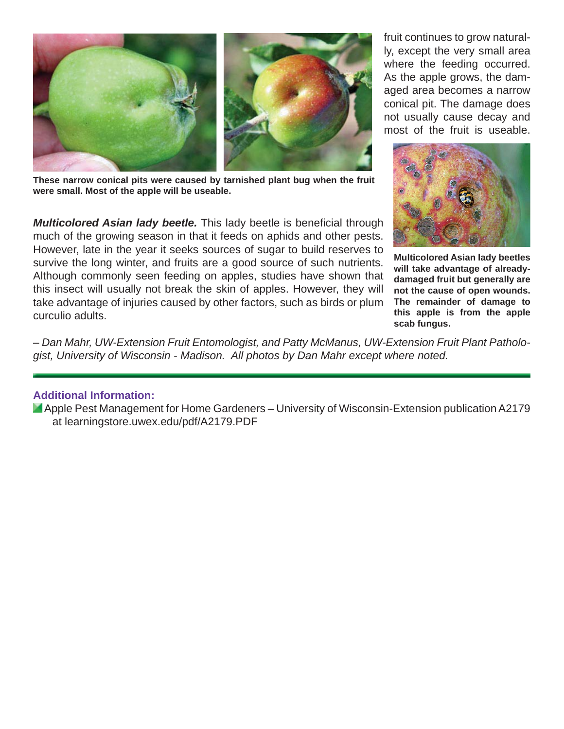fruit continues to grow naturally, except the very small area where the feeding occurred. As the apple grows, the damaged area becomes a narrow conical pit. The damage does not usually cause decay and most of the fruit is useable.

**These narrow conical pits were caused by tarnished plant bug when the fruit were small. Most of the apple will be useable.**

***Multicolored Asian lady beetle.*** This lady beetle is beneficial through much of the growing season in that it feeds on aphids and other pests. However, late in the year it seeks sources of sugar to build reserves to survive the long winter, and fruits are a good source of such nutrients. Although commonly seen feeding on apples, studies have shown that this insect will usually not break the skin of apples. However, they will take advantage of injuries caused by other factors, such as birds or plum curculio adults.

**Multicolored Asian lady beetles will take advantage of already-damaged fruit but generally are not the cause of open wounds. The remainder of damage to this apple is from the apple scab fungus.**

*– Dan Mahr, UW-Extension Fruit Entomologist, and Patty McManus, UW-Extension Fruit Plant Pathologist, University of Wisconsin - Madison. All photos by Dan Mahr except where noted.*

### Additional Information:

- Apple Pest Management for Home Gardeners – University of Wisconsin-Extension publication A2179 at learningstore.uwex.edu/pdf/A2179.PDF